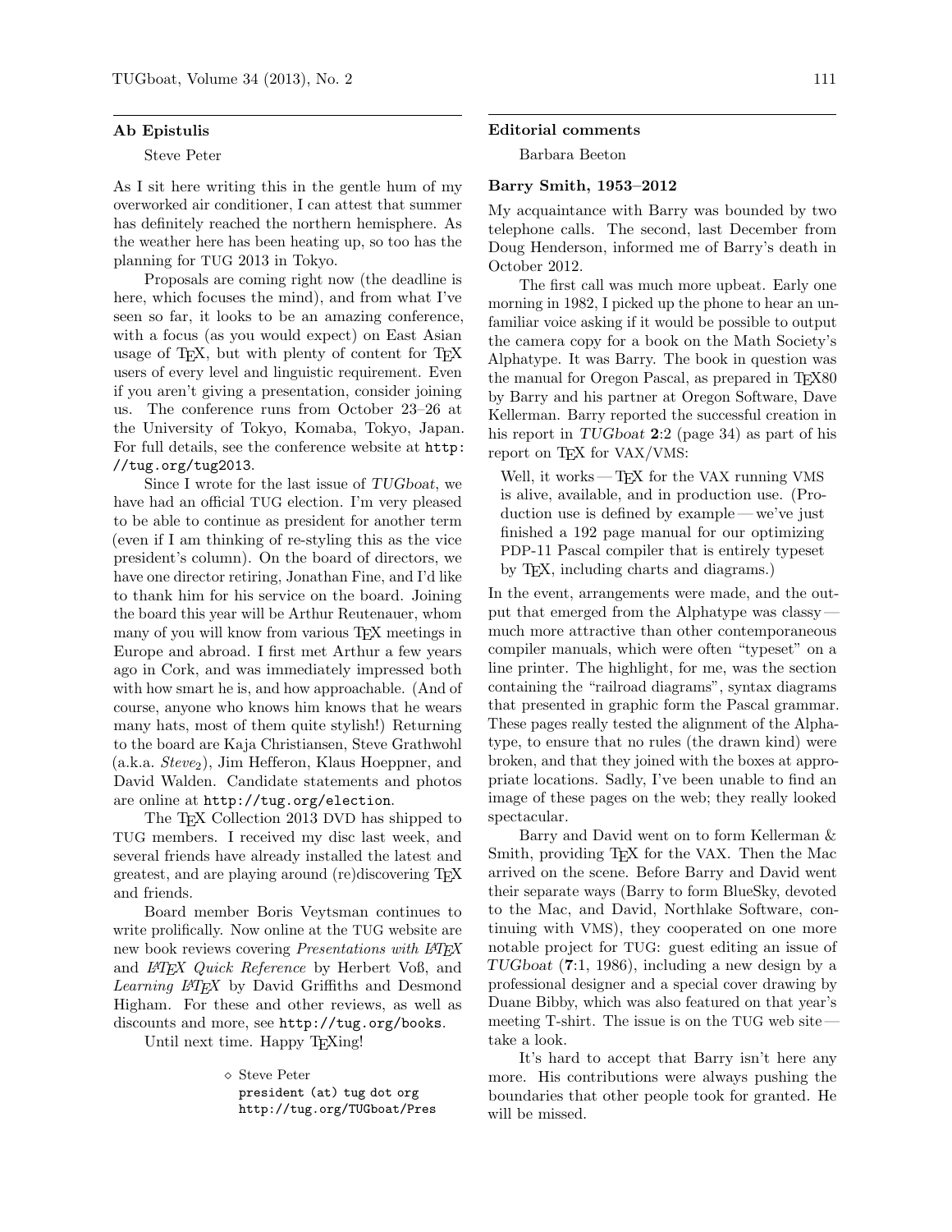## Ab Epistulis

Steve Peter

As I sit here writing this in the gentle hum of my overworked air conditioner, I can attest that summer has definitely reached the northern hemisphere. As the weather here has been heating up, so too has the planning for TUG 2013 in Tokyo.

Proposals are coming right now (the deadline is here, which focuses the mind), and from what I've seen so far, it looks to be an amazing conference, with a focus (as you would expect) on East Asian usage of TeX, but with plenty of content for TeX users of every level and linguistic requirement. Even if you aren't giving a presentation, consider joining us. The conference runs from October 23–26 at the University of Tokyo, Komaba, Tokyo, Japan. For full details, see the conference website at `http://tug.org/tug2013`.

Since I wrote for the last issue of *TUGboat*, we have had an official TUG election. I'm very pleased to be able to continue as president for another term (even if I am thinking of re-styling this as the vice president's column). On the board of directors, we have one director retiring, Jonathan Fine, and I'd like to thank him for his service on the board. Joining the board this year will be Arthur Reutenauer, whom many of you will know from various TeX meetings in Europe and abroad. I first met Arthur a few years ago in Cork, and was immediately impressed both with how smart he is, and how approachable. (And of course, anyone who knows him knows that he wears many hats, most of them quite stylish!) Returning to the board are Kaja Christiansen, Steve Grathwohl (a.k.a. *Steve*$_2$), Jim Hefferon, Klaus Hoeppner, and David Walden. Candidate statements and photos are online at `http://tug.org/election`.

The TeX Collection 2013 DVD has shipped to TUG members. I received my disc last week, and several friends have already installed the latest and greatest, and are playing around (re)discovering TeX and friends.

Board member Boris Veytsman continues to write prolifically. Now online at the TUG website are new book reviews covering *Presentations with LaTeX* and *LaTeX Quick Reference* by Herbert Voß, and *Learning LaTeX* by David Griffiths and Desmond Higham. For these and other reviews, as well as discounts and more, see `http://tug.org/books`.

Until next time. Happy TeXing!

◇ Steve Peter
`president (at) tug dot org`
`http://tug.org/TUGboat/Pres`

## Editorial comments

Barbara Beeton

### Barry Smith, 1953–2012

My acquaintance with Barry was bounded by two telephone calls. The second, last December from Doug Henderson, informed me of Barry's death in October 2012.

The first call was much more upbeat. Early one morning in 1982, I picked up the phone to hear an unfamiliar voice asking if it would be possible to output the camera copy for a book on the Math Society's Alphatype. It was Barry. The book in question was the manual for Oregon Pascal, as prepared in TeX80 by Barry and his partner at Oregon Software, Dave Kellerman. Barry reported the successful creation in his report in *TUGboat* **2**:2 (page 34) as part of his report on TeX for VAX/VMS:

> Well, it works — TeX for the VAX running VMS is alive, available, and in production use. (Production use is defined by example — we've just finished a 192 page manual for our optimizing PDP-11 Pascal compiler that is entirely typeset by TeX, including charts and diagrams.)

In the event, arrangements were made, and the output that emerged from the Alphatype was classy — much more attractive than other contemporaneous compiler manuals, which were often "typeset" on a line printer. The highlight, for me, was the section containing the "railroad diagrams", syntax diagrams that presented in graphic form the Pascal grammar. These pages really tested the alignment of the Alphatype, to ensure that no rules (the drawn kind) were broken, and that they joined with the boxes at appropriate locations. Sadly, I've been unable to find an image of these pages on the web; they really looked spectacular.

Barry and David went on to form Kellerman & Smith, providing TeX for the VAX. Then the Mac arrived on the scene. Before Barry and David went their separate ways (Barry to form BlueSky, devoted to the Mac, and David, Northlake Software, continuing with VMS), they cooperated on one more notable project for TUG: guest editing an issue of *TUGboat* (**7**:1, 1986), including a new design by a professional designer and a special cover drawing by Duane Bibby, which was also featured on that year's meeting T-shirt. The issue is on the TUG web site — take a look.

It's hard to accept that Barry isn't here any more. His contributions were always pushing the boundaries that other people took for granted. He will be missed.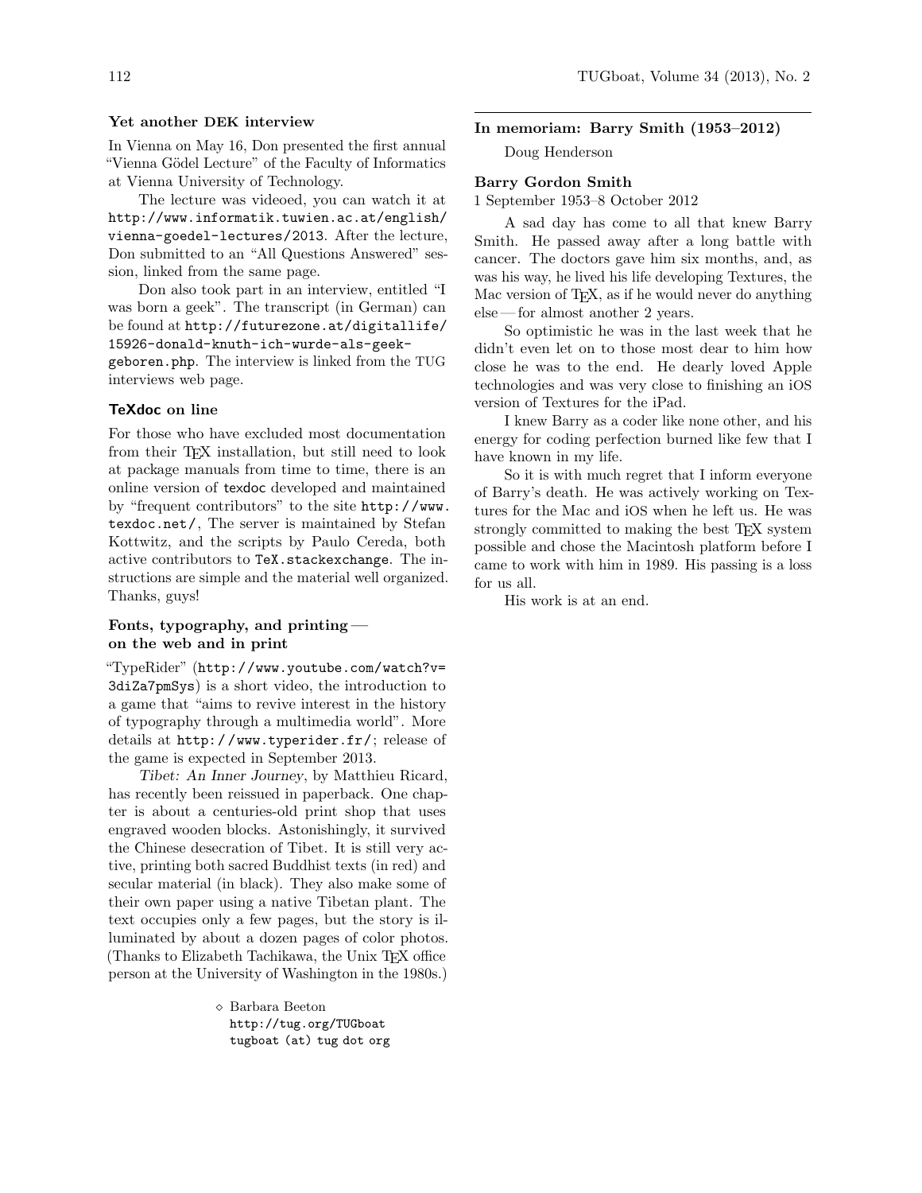### Yet another DEK interview

In Vienna on May 16, Don presented the first annual "Vienna Gödel Lecture" of the Faculty of Informatics at Vienna University of Technology.

The lecture was videoed, you can watch it at http://www.informatik.tuwien.ac.at/english/vienna-goedel-lectures/2013. After the lecture, Don submitted to an "All Questions Answered" session, linked from the same page.

Don also took part in an interview, entitled "I was born a geek". The transcript (in German) can be found at http://futurezone.at/digitallife/15926-donald-knuth-ich-wurde-als-geek-geboren.php. The interview is linked from the TUG interviews web page.

### TeXdoc on line

For those who have excluded most documentation from their TeX installation, but still need to look at package manuals from time to time, there is an online version of `texdoc` developed and maintained by "frequent contributors" to the site http://www.texdoc.net/, The server is maintained by Stefan Kottwitz, and the scripts by Paulo Cereda, both active contributors to `TeX.stackexchange`. The instructions are simple and the material well organized. Thanks, guys!

### Fonts, typography, and printing — on the web and in print

"TypeRider" (http://www.youtube.com/watch?v=3diZa7pmSys) is a short video, the introduction to a game that "aims to revive interest in the history of typography through a multimedia world". More details at http://www.typerider.fr/; release of the game is expected in September 2013.

*Tibet: An Inner Journey*, by Matthieu Ricard, has recently been reissued in paperback. One chapter is about a centuries-old print shop that uses engraved wooden blocks. Astonishingly, it survived the Chinese desecration of Tibet. It is still very active, printing both sacred Buddhist texts (in red) and secular material (in black). They also make some of their own paper using a native Tibetan plant. The text occupies only a few pages, but the story is illuminated by about a dozen pages of color photos. (Thanks to Elizabeth Tachikawa, the Unix TeX office person at the University of Washington in the 1980s.)

◇ Barbara Beeton
http://tug.org/TUGboat
tugboat (at) tug dot org

---

## In memoriam: Barry Smith (1953–2012)

Doug Henderson

### Barry Gordon Smith

1 September 1953–8 October 2012

A sad day has come to all that knew Barry Smith. He passed away after a long battle with cancer. The doctors gave him six months, and, as was his way, he lived his life developing Textures, the Mac version of TeX, as if he would never do anything else — for almost another 2 years.

So optimistic he was in the last week that he didn't even let on to those most dear to him how close he was to the end. He dearly loved Apple technologies and was very close to finishing an iOS version of Textures for the iPad.

I knew Barry as a coder like none other, and his energy for coding perfection burned like few that I have known in my life.

So it is with much regret that I inform everyone of Barry's death. He was actively working on Textures for the Mac and iOS when he left us. He was strongly committed to making the best TeX system possible and chose the Macintosh platform before I came to work with him in 1989. His passing is a loss for us all.

His work is at an end.